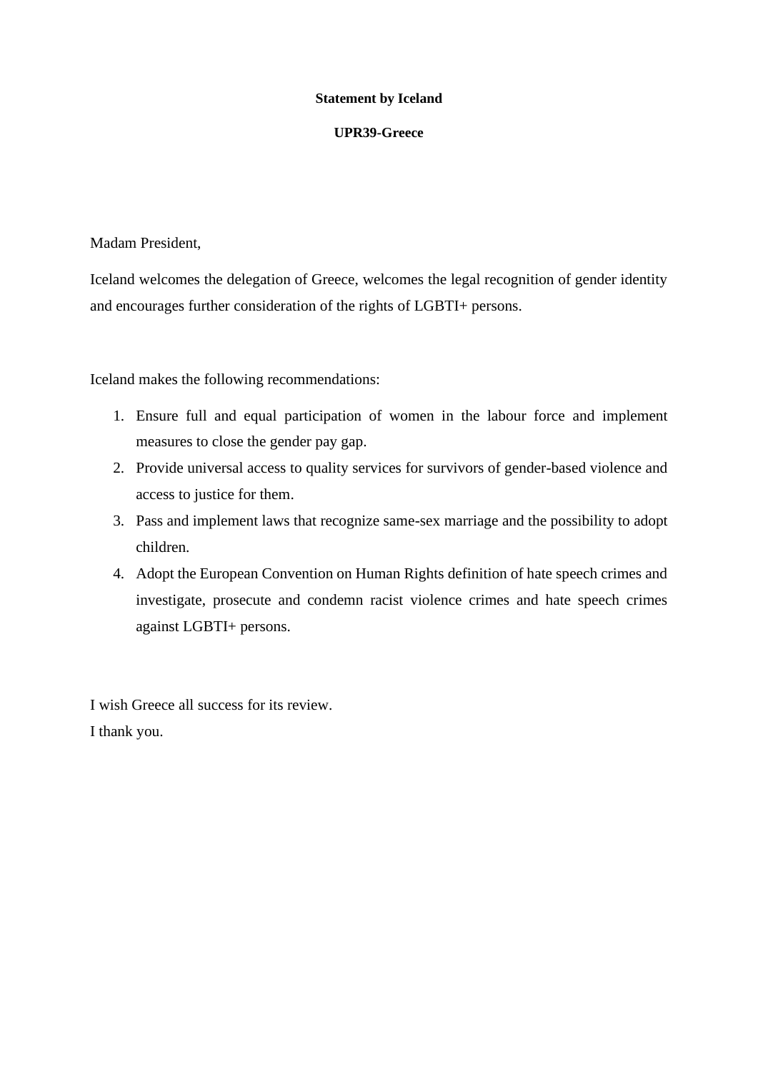**Statement by Iceland**

**UPR39-Greece**

Madam President,

Iceland welcomes the delegation of Greece, welcomes the legal recognition of gender identity and encourages further consideration of the rights of LGBTI+ persons.

Iceland makes the following recommendations:

1. Ensure full and equal participation of women in the labour force and implement measures to close the gender pay gap.
2. Provide universal access to quality services for survivors of gender-based violence and access to justice for them.
3. Pass and implement laws that recognize same-sex marriage and the possibility to adopt children.
4. Adopt the European Convention on Human Rights definition of hate speech crimes and investigate, prosecute and condemn racist violence crimes and hate speech crimes against LGBTI+ persons.

I wish Greece all success for its review.
I thank you.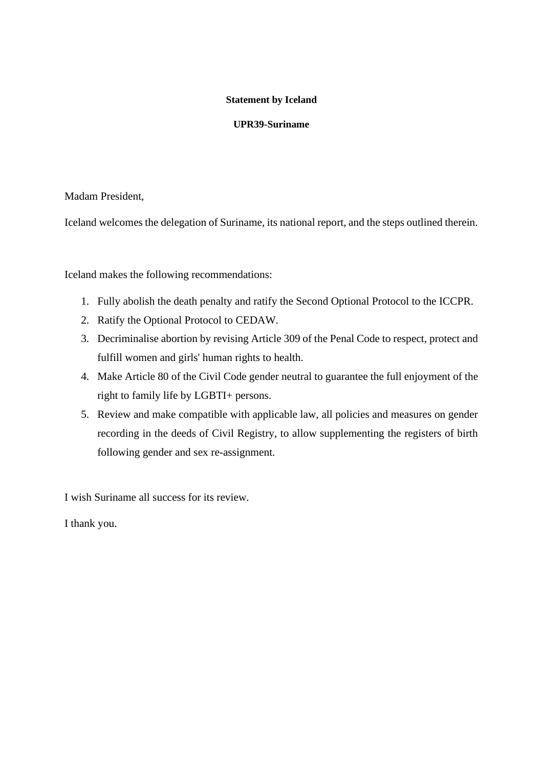**Statement by Iceland**

**UPR39-Suriname**

Madam President,

Iceland welcomes the delegation of Suriname, its national report, and the steps outlined therein.

Iceland makes the following recommendations:

1. Fully abolish the death penalty and ratify the Second Optional Protocol to the ICCPR.
2. Ratify the Optional Protocol to CEDAW.
3. Decriminalise abortion by revising Article 309 of the Penal Code to respect, protect and fulfill women and girls' human rights to health.
4. Make Article 80 of the Civil Code gender neutral to guarantee the full enjoyment of the right to family life by LGBTI+ persons.
5. Review and make compatible with applicable law, all policies and measures on gender recording in the deeds of Civil Registry, to allow supplementing the registers of birth following gender and sex re-assignment.

I wish Suriname all success for its review.

I thank you.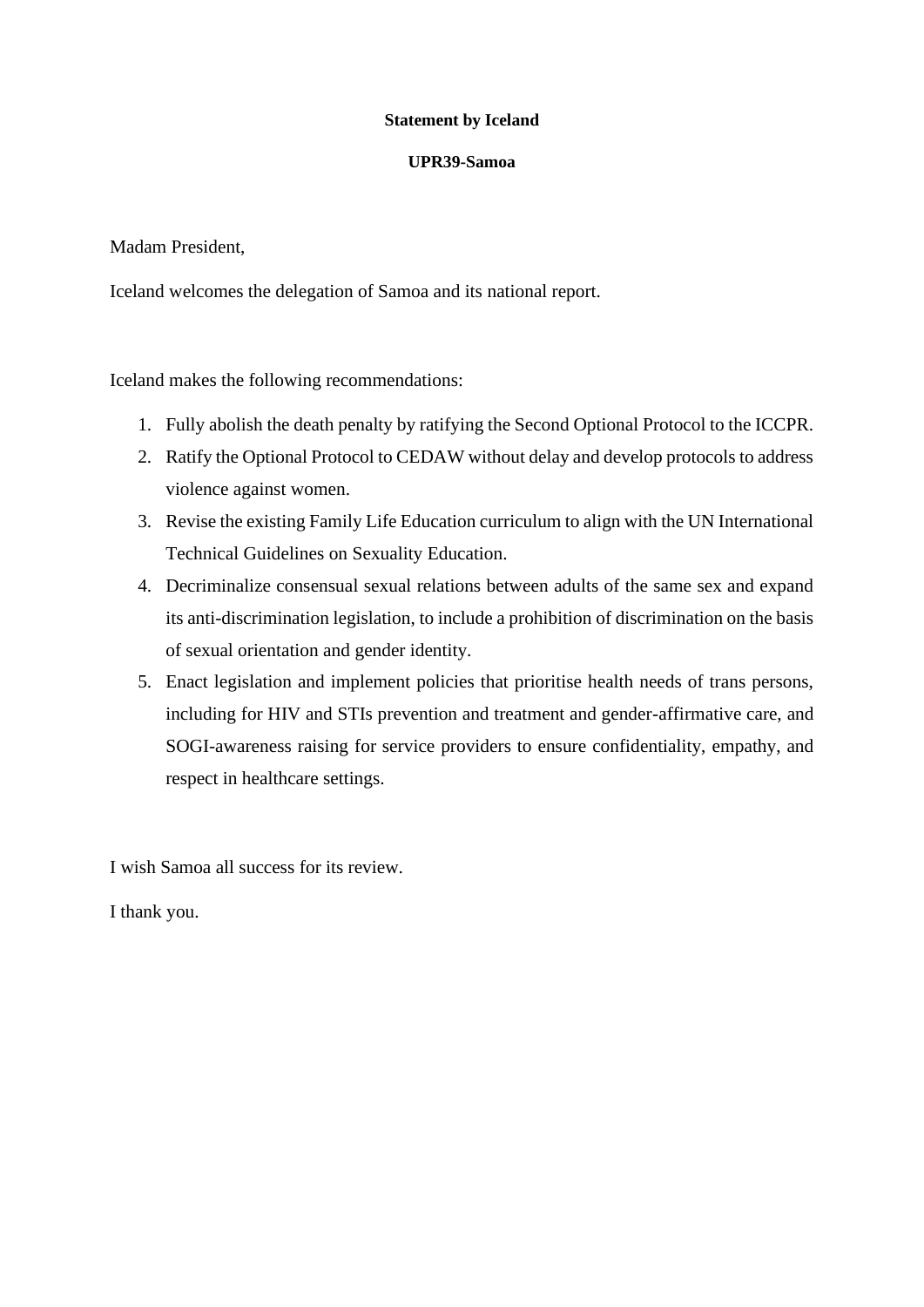**Statement by Iceland**

**UPR39-Samoa**

Madam President,

Iceland welcomes the delegation of Samoa and its national report.

Iceland makes the following recommendations:

1. Fully abolish the death penalty by ratifying the Second Optional Protocol to the ICCPR.
2. Ratify the Optional Protocol to CEDAW without delay and develop protocols to address violence against women.
3. Revise the existing Family Life Education curriculum to align with the UN International Technical Guidelines on Sexuality Education.
4. Decriminalize consensual sexual relations between adults of the same sex and expand its anti-discrimination legislation, to include a prohibition of discrimination on the basis of sexual orientation and gender identity.
5. Enact legislation and implement policies that prioritise health needs of trans persons, including for HIV and STIs prevention and treatment and gender-affirmative care, and SOGI-awareness raising for service providers to ensure confidentiality, empathy, and respect in healthcare settings.

I wish Samoa all success for its review.

I thank you.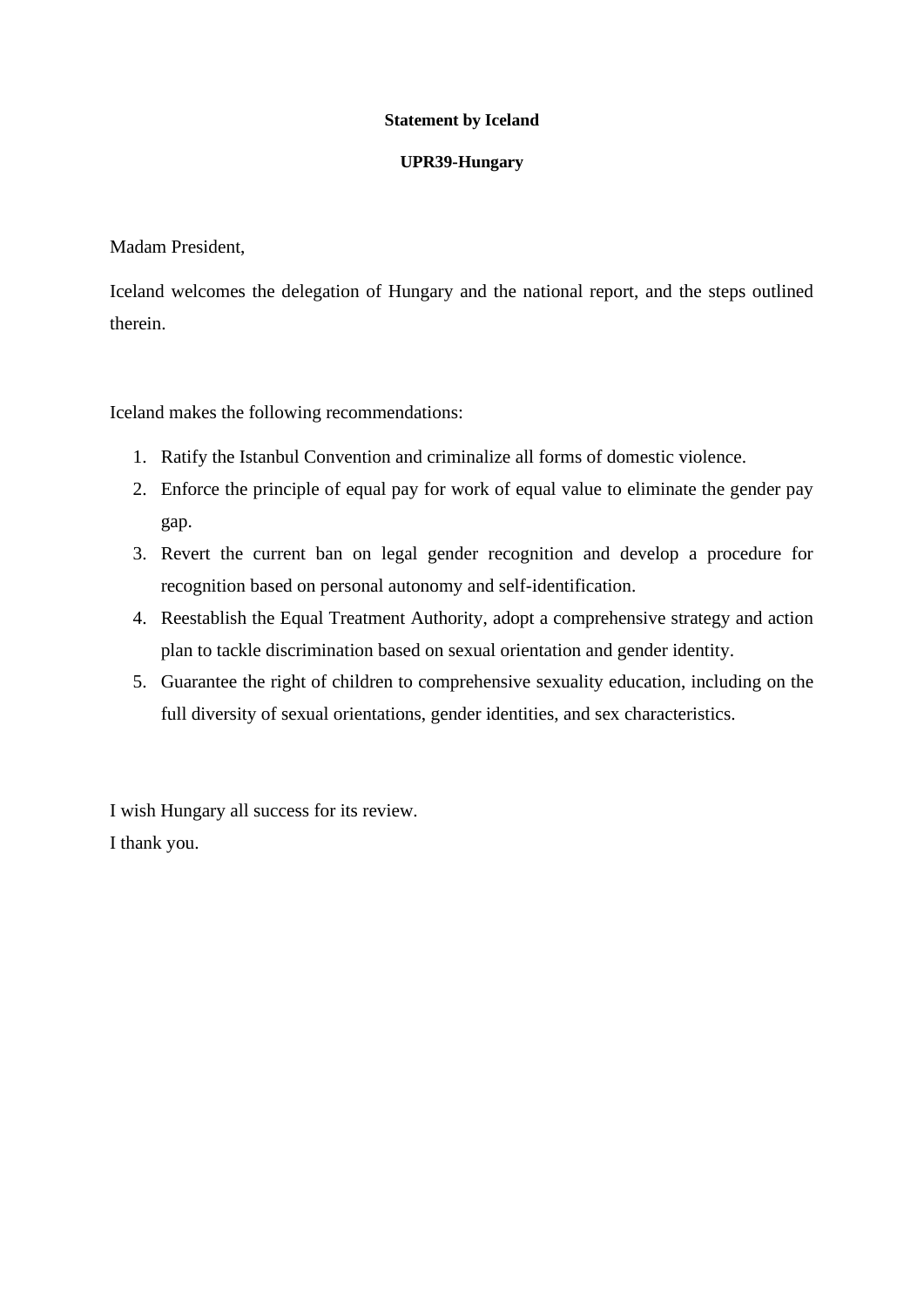**Statement by Iceland**

**UPR39-Hungary**

Madam President,

Iceland welcomes the delegation of Hungary and the national report, and the steps outlined therein.

Iceland makes the following recommendations:

1. Ratify the Istanbul Convention and criminalize all forms of domestic violence.
2. Enforce the principle of equal pay for work of equal value to eliminate the gender pay gap.
3. Revert the current ban on legal gender recognition and develop a procedure for recognition based on personal autonomy and self-identification.
4. Reestablish the Equal Treatment Authority, adopt a comprehensive strategy and action plan to tackle discrimination based on sexual orientation and gender identity.
5. Guarantee the right of children to comprehensive sexuality education, including on the full diversity of sexual orientations, gender identities, and sex characteristics.

I wish Hungary all success for its review.
I thank you.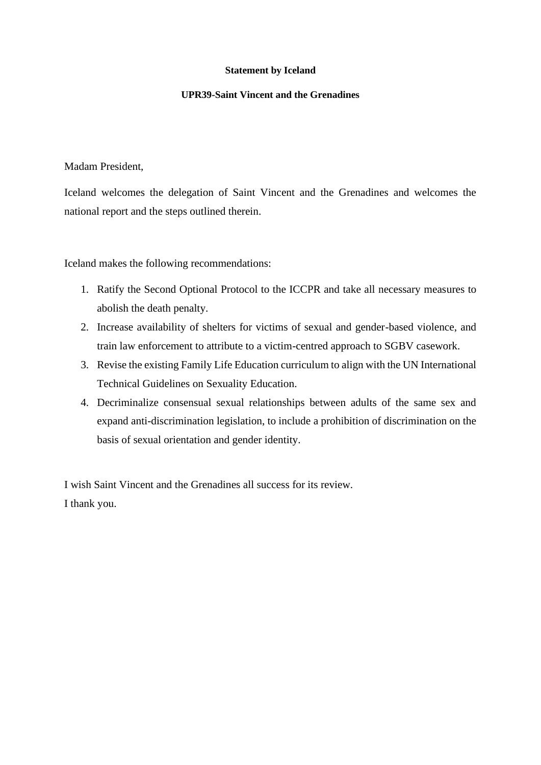**Statement by Iceland**

**UPR39-Saint Vincent and the Grenadines**

Madam President,

Iceland welcomes the delegation of Saint Vincent and the Grenadines and welcomes the national report and the steps outlined therein.

Iceland makes the following recommendations:

1. Ratify the Second Optional Protocol to the ICCPR and take all necessary measures to abolish the death penalty.
2. Increase availability of shelters for victims of sexual and gender-based violence, and train law enforcement to attribute to a victim-centred approach to SGBV casework.
3. Revise the existing Family Life Education curriculum to align with the UN International Technical Guidelines on Sexuality Education.
4. Decriminalize consensual sexual relationships between adults of the same sex and expand anti-discrimination legislation, to include a prohibition of discrimination on the basis of sexual orientation and gender identity.

I wish Saint Vincent and the Grenadines all success for its review.
I thank you.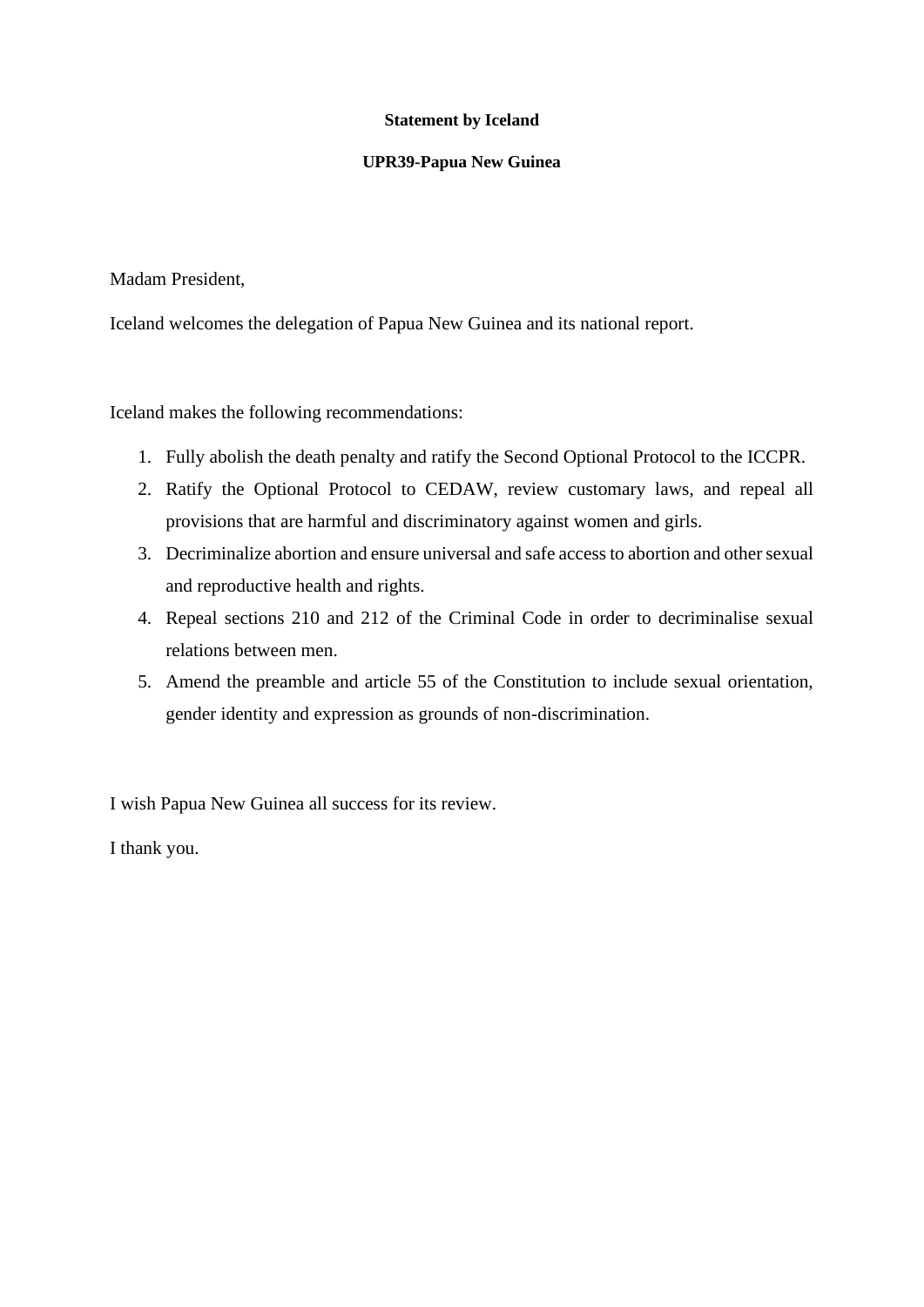**Statement by Iceland**

**UPR39-Papua New Guinea**

Madam President,

Iceland welcomes the delegation of Papua New Guinea and its national report.

Iceland makes the following recommendations:

1. Fully abolish the death penalty and ratify the Second Optional Protocol to the ICCPR.
2. Ratify the Optional Protocol to CEDAW, review customary laws, and repeal all provisions that are harmful and discriminatory against women and girls.
3. Decriminalize abortion and ensure universal and safe access to abortion and other sexual and reproductive health and rights.
4. Repeal sections 210 and 212 of the Criminal Code in order to decriminalise sexual relations between men.
5. Amend the preamble and article 55 of the Constitution to include sexual orientation, gender identity and expression as grounds of non-discrimination.

I wish Papua New Guinea all success for its review.

I thank you.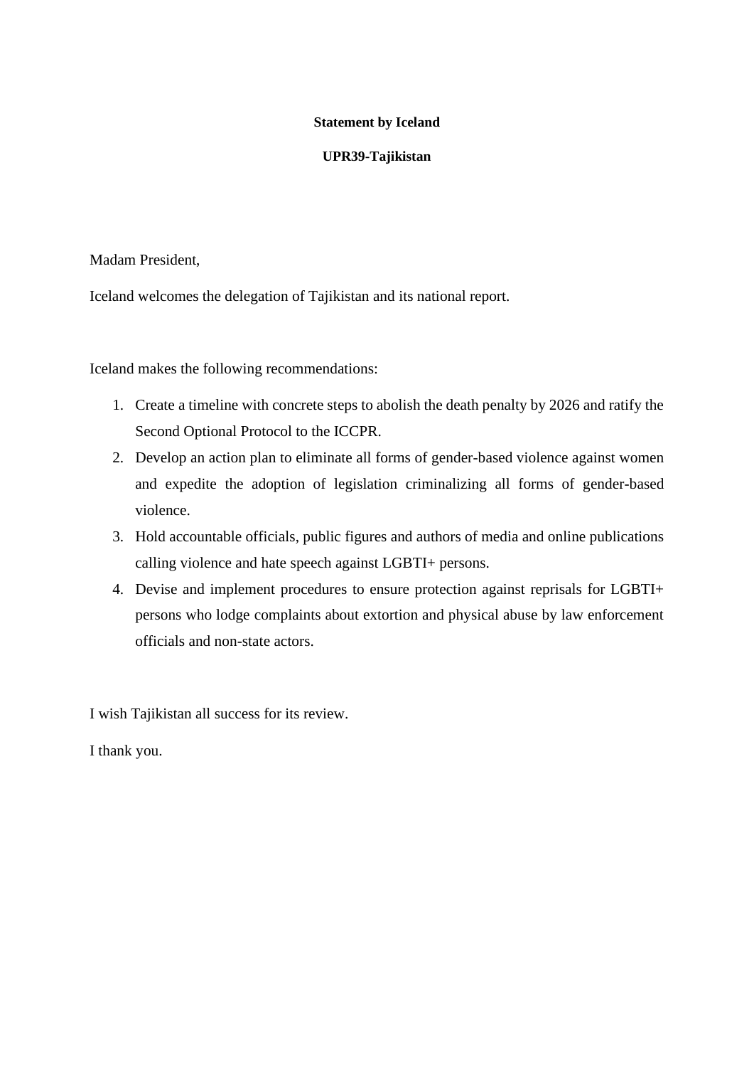**Statement by Iceland**

**UPR39-Tajikistan**

Madam President,

Iceland welcomes the delegation of Tajikistan and its national report.

Iceland makes the following recommendations:

1. Create a timeline with concrete steps to abolish the death penalty by 2026 and ratify the Second Optional Protocol to the ICCPR.
2. Develop an action plan to eliminate all forms of gender-based violence against women and expedite the adoption of legislation criminalizing all forms of gender-based violence.
3. Hold accountable officials, public figures and authors of media and online publications calling violence and hate speech against LGBTI+ persons.
4. Devise and implement procedures to ensure protection against reprisals for LGBTI+ persons who lodge complaints about extortion and physical abuse by law enforcement officials and non-state actors.

I wish Tajikistan all success for its review.

I thank you.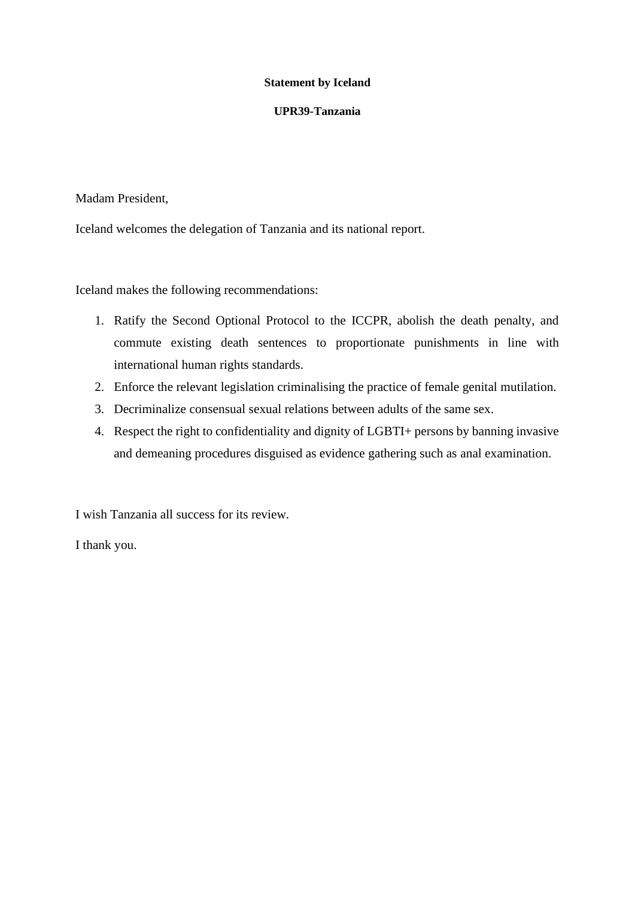**Statement by Iceland**

**UPR39-Tanzania**

Madam President,

Iceland welcomes the delegation of Tanzania and its national report.

Iceland makes the following recommendations:

1. Ratify the Second Optional Protocol to the ICCPR, abolish the death penalty, and commute existing death sentences to proportionate punishments in line with international human rights standards.
2. Enforce the relevant legislation criminalising the practice of female genital mutilation.
3. Decriminalize consensual sexual relations between adults of the same sex.
4. Respect the right to confidentiality and dignity of LGBTI+ persons by banning invasive and demeaning procedures disguised as evidence gathering such as anal examination.

I wish Tanzania all success for its review.

I thank you.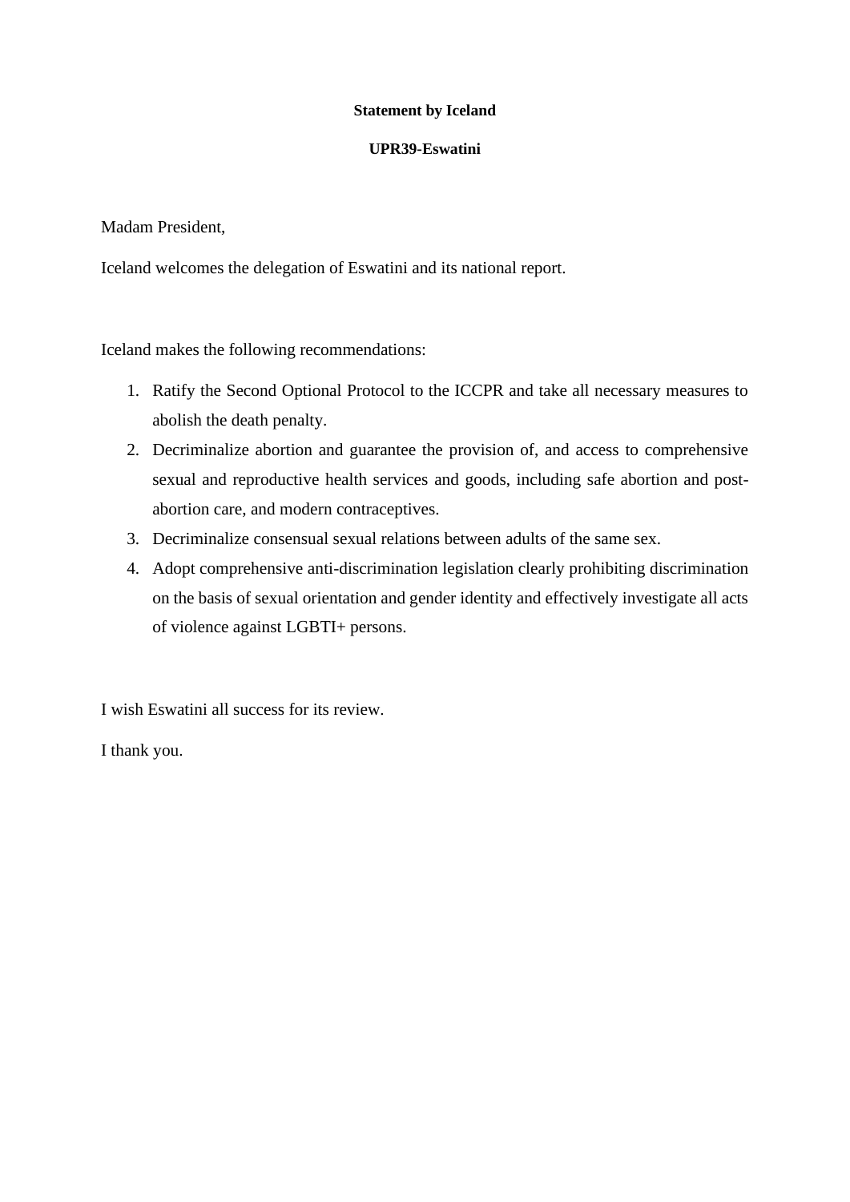**Statement by Iceland**

**UPR39-Eswatini**

Madam President,

Iceland welcomes the delegation of Eswatini and its national report.

Iceland makes the following recommendations:

1. Ratify the Second Optional Protocol to the ICCPR and take all necessary measures to abolish the death penalty.
2. Decriminalize abortion and guarantee the provision of, and access to comprehensive sexual and reproductive health services and goods, including safe abortion and post-abortion care, and modern contraceptives.
3. Decriminalize consensual sexual relations between adults of the same sex.
4. Adopt comprehensive anti-discrimination legislation clearly prohibiting discrimination on the basis of sexual orientation and gender identity and effectively investigate all acts of violence against LGBTI+ persons.

I wish Eswatini all success for its review.

I thank you.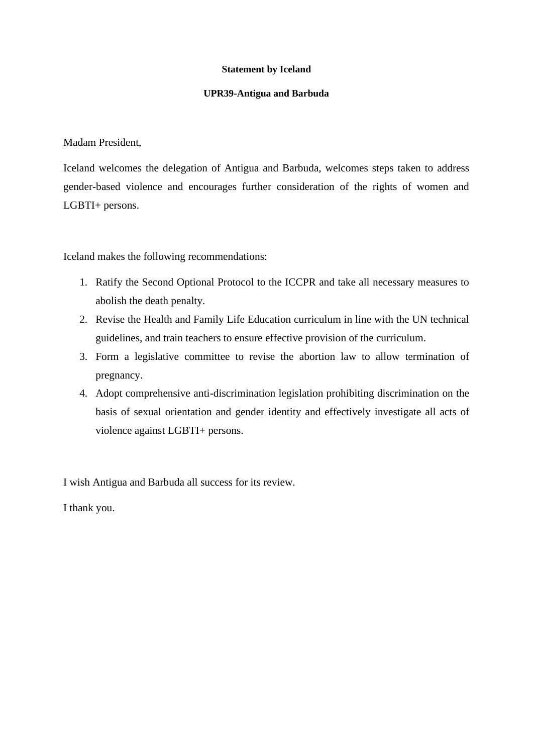**Statement by Iceland**

**UPR39-Antigua and Barbuda**

Madam President,

Iceland welcomes the delegation of Antigua and Barbuda, welcomes steps taken to address gender-based violence and encourages further consideration of the rights of women and LGBTI+ persons.

Iceland makes the following recommendations:

1. Ratify the Second Optional Protocol to the ICCPR and take all necessary measures to abolish the death penalty.
2. Revise the Health and Family Life Education curriculum in line with the UN technical guidelines, and train teachers to ensure effective provision of the curriculum.
3. Form a legislative committee to revise the abortion law to allow termination of pregnancy.
4. Adopt comprehensive anti-discrimination legislation prohibiting discrimination on the basis of sexual orientation and gender identity and effectively investigate all acts of violence against LGBTI+ persons.

I wish Antigua and Barbuda all success for its review.

I thank you.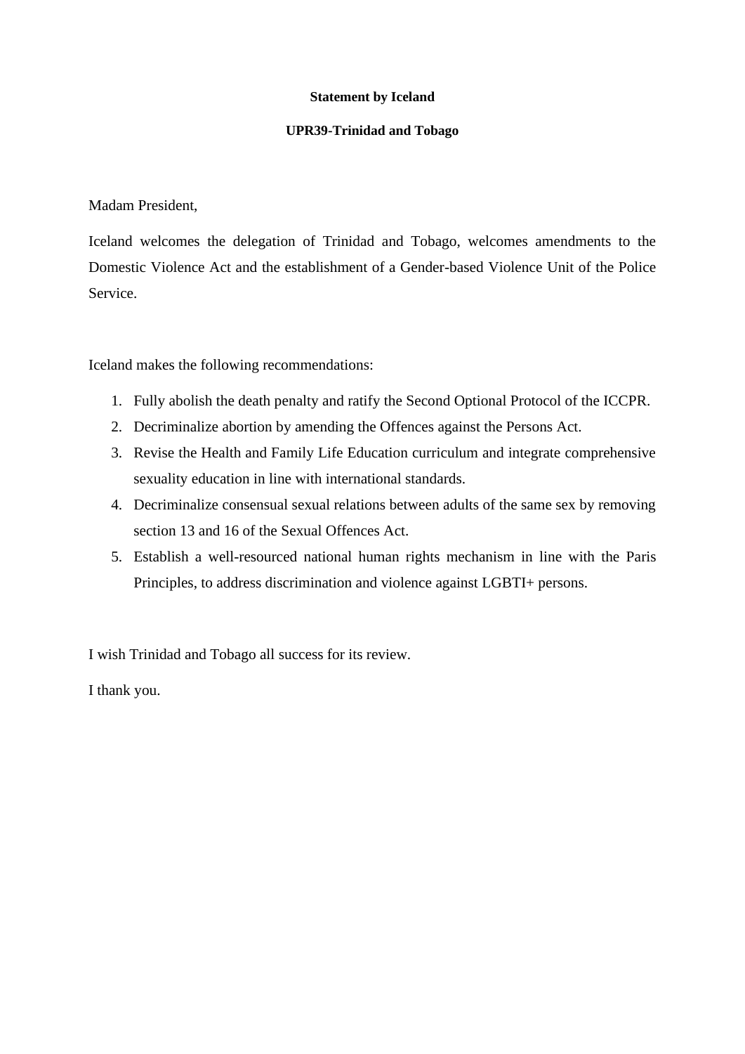**Statement by Iceland**

**UPR39-Trinidad and Tobago**

Madam President,

Iceland welcomes the delegation of Trinidad and Tobago, welcomes amendments to the Domestic Violence Act and the establishment of a Gender-based Violence Unit of the Police Service.

Iceland makes the following recommendations:

1. Fully abolish the death penalty and ratify the Second Optional Protocol of the ICCPR.
2. Decriminalize abortion by amending the Offences against the Persons Act.
3. Revise the Health and Family Life Education curriculum and integrate comprehensive sexuality education in line with international standards.
4. Decriminalize consensual sexual relations between adults of the same sex by removing section 13 and 16 of the Sexual Offences Act.
5. Establish a well-resourced national human rights mechanism in line with the Paris Principles, to address discrimination and violence against LGBTI+ persons.

I wish Trinidad and Tobago all success for its review.

I thank you.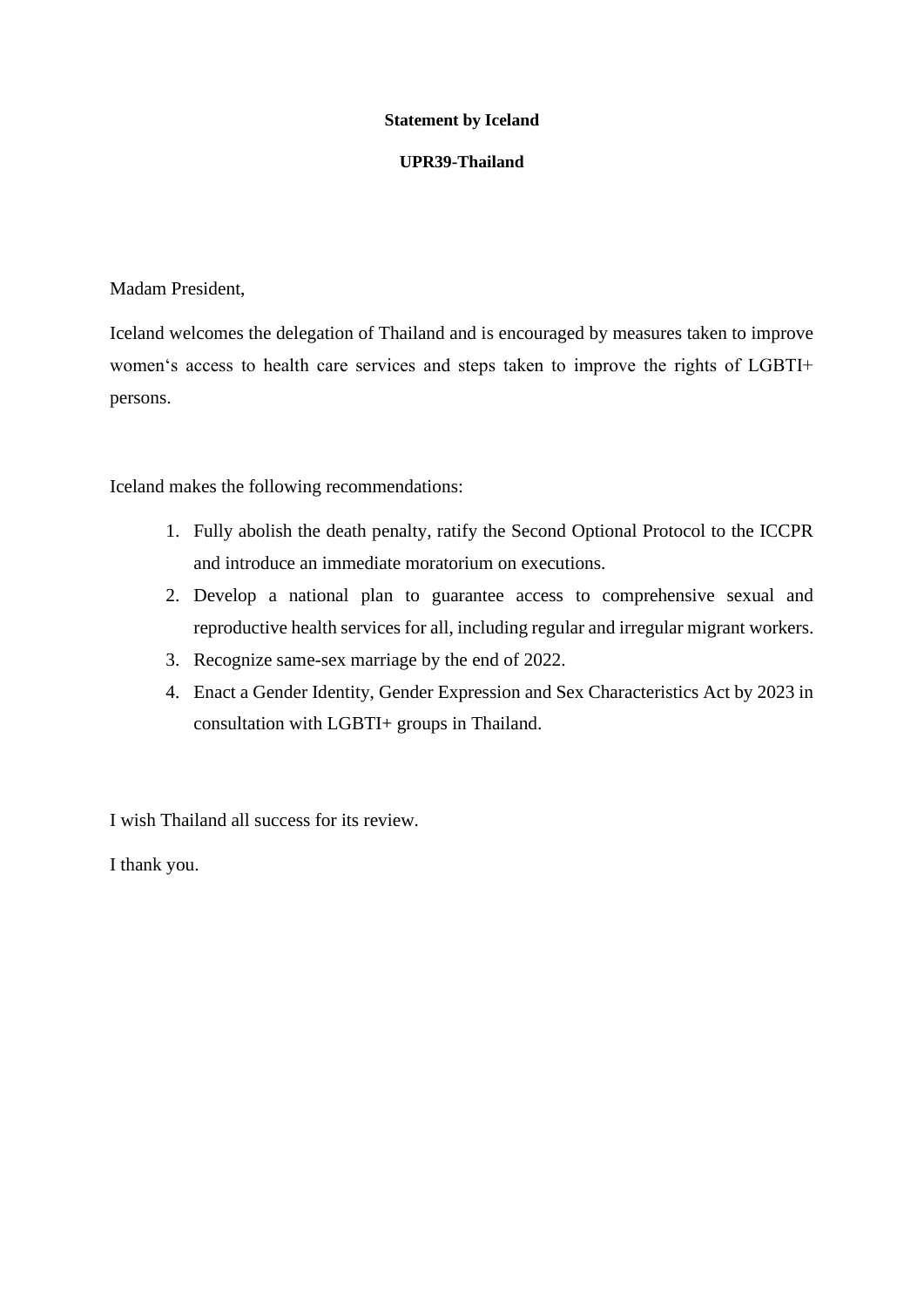**Statement by Iceland**

**UPR39-Thailand**

Madam President,

Iceland welcomes the delegation of Thailand and is encouraged by measures taken to improve women's access to health care services and steps taken to improve the rights of LGBTI+ persons.

Iceland makes the following recommendations:

1. Fully abolish the death penalty, ratify the Second Optional Protocol to the ICCPR and introduce an immediate moratorium on executions.
2. Develop a national plan to guarantee access to comprehensive sexual and reproductive health services for all, including regular and irregular migrant workers.
3. Recognize same-sex marriage by the end of 2022.
4. Enact a Gender Identity, Gender Expression and Sex Characteristics Act by 2023 in consultation with LGBTI+ groups in Thailand.

I wish Thailand all success for its review.

I thank you.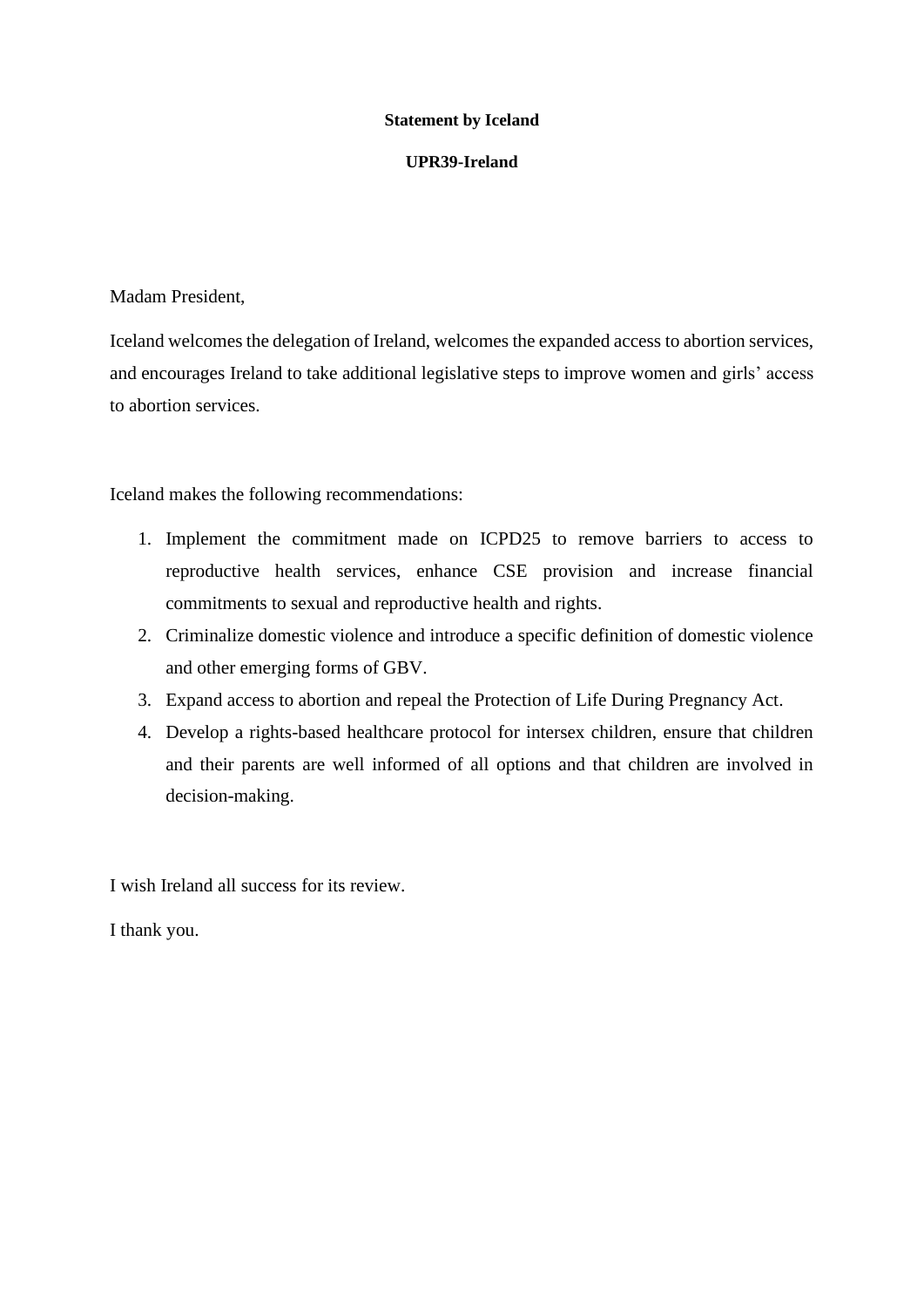**Statement by Iceland**

**UPR39-Ireland**

Madam President,

Iceland welcomes the delegation of Ireland, welcomes the expanded access to abortion services, and encourages Ireland to take additional legislative steps to improve women and girls' access to abortion services.

Iceland makes the following recommendations:

1. Implement the commitment made on ICPD25 to remove barriers to access to reproductive health services, enhance CSE provision and increase financial commitments to sexual and reproductive health and rights.
2. Criminalize domestic violence and introduce a specific definition of domestic violence and other emerging forms of GBV.
3. Expand access to abortion and repeal the Protection of Life During Pregnancy Act.
4. Develop a rights-based healthcare protocol for intersex children, ensure that children and their parents are well informed of all options and that children are involved in decision-making.

I wish Ireland all success for its review.

I thank you.